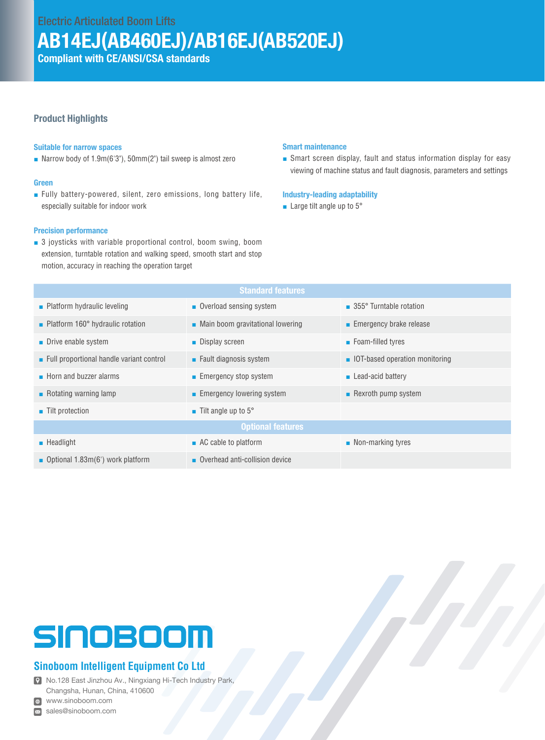Electric Articulated Boom Lifts

# AB14EJ(AB460EJ)/AB16EJ(AB520EJ)

**Compliant with CE/ANSI/CSA standards**

## Product Highlights

### Suitable for narrow spaces

- Narrow body of 1.9m(6'3"), 50mm(2") tail sweep is almost zero

### Green

- Fully battery-powered, silent, zero emissions, long battery life, especially suitable for indoor work

### Precision performance

- 3 joysticks with variable proportional control, boom swing, boom extension, turntable rotation and walking speed, smooth start and stop motion, accuracy in reaching the operation target

### Smart maintenance

- Smart screen display, fault and status information display for easy viewing of machine status and fault diagnosis, parameters and settings

### Industry-leading adaptability

- Large tilt angle up to 5°

| Standard features | | |
|---|---|---|
| Platform hydraulic leveling | Overload sensing system | 355° Turntable rotation |
| Platform 160° hydraulic rotation | Main boom gravitational lowering | Emergency brake release |
| Drive enable system | Display screen | Foam-filled tyres |
| Full proportional handle variant control | Fault diagnosis system | IOT-based operation monitoring |
| Horn and buzzer alarms | Emergency stop system | Lead-acid battery |
| Rotating warning lamp | Emergency lowering system | Rexroth pump system |
| Tilt protection | Tilt angle up to 5° | |
| **Optional features** | | |
| Headlight | AC cable to platform | Non-marking tyres |
| Optional 1.83m(6') work platform | Overhead anti-collision device | |

SINOBOOM

**Sinoboom Intelligent Equipment Co Ltd**

No.128 East Jinzhou Av., Ningxiang Hi-Tech Industry Park, Changsha, Hunan, China, 410600

www.sinoboom.com

sales@sinoboom.com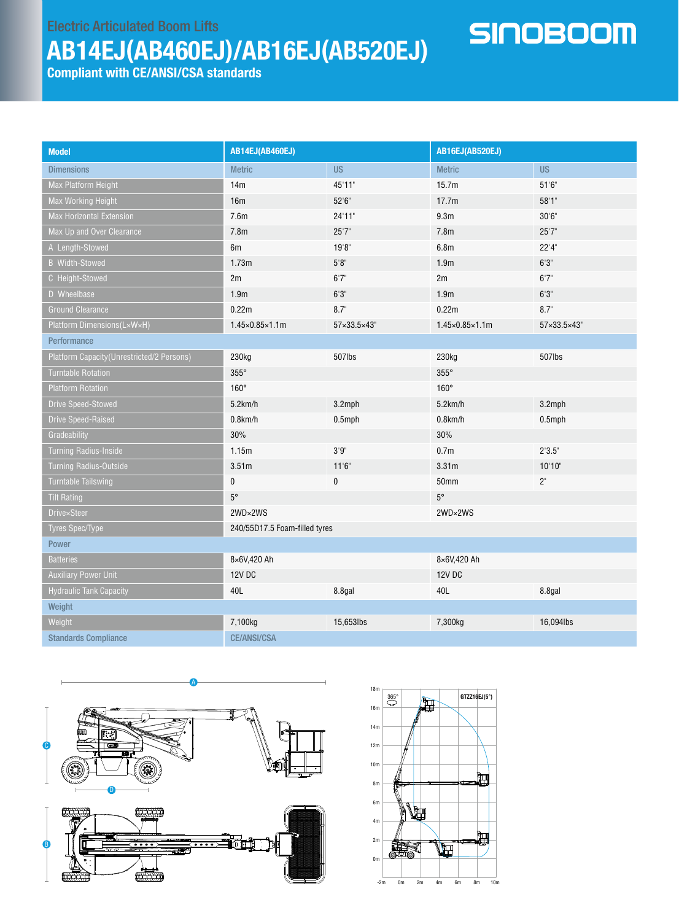Electric Articulated Boom Lifts

# AB14EJ(AB460EJ)/AB16EJ(AB520EJ)

**Compliant with CE/ANSI/CSA standards**

SINOBOOM

| Model | AB14EJ(AB460EJ) | | AB16EJ(AB520EJ) | |
|---|---|---|---|---|
| Dimensions | Metric | US | Metric | US |
| Max Platform Height | 14m | 45'11" | 15.7m | 51'6" |
| Max Working Height | 16m | 52'6" | 17.7m | 58'1" |
| Max Horizontal Extension | 7.6m | 24'11" | 9.3m | 30'6" |
| Max Up and Over Clearance | 7.8m | 25'7" | 7.8m | 25'7" |
| A Length-Stowed | 6m | 19'8" | 6.8m | 22'4" |
| B Width-Stowed | 1.73m | 5'8" | 1.9m | 6'3" |
| C Height-Stowed | 2m | 6'7" | 2m | 6'7" |
| D Wheelbase | 1.9m | 6'3" | 1.9m | 6'3" |
| Ground Clearance | 0.22m | 8.7" | 0.22m | 8.7" |
| Platform Dimensions(L×W×H) | 1.45×0.85×1.1m | 57×33.5×43" | 1.45×0.85×1.1m | 57×33.5×43" |
| Performance | | | | |
| Platform Capacity(Unrestricted/2 Persons) | 230kg | 507lbs | 230kg | 507lbs |
| Turntable Rotation | 355° | | 355° | |
| Platform Rotation | 160° | | 160° | |
| Drive Speed-Stowed | 5.2km/h | 3.2mph | 5.2km/h | 3.2mph |
| Drive Speed-Raised | 0.8km/h | 0.5mph | 0.8km/h | 0.5mph |
| Gradeability | 30% | | 30% | |
| Turning Radius-Inside | 1.15m | 3'9" | 0.7m | 2'3.5" |
| Turning Radius-Outside | 3.51m | 11'6" | 3.31m | 10'10" |
| Turntable Tailswing | 0 | 0 | 50mm | 2" |
| Tilt Rating | 5° | | 5° | |
| Drive×Steer | 2WD×2WS | | 2WD×2WS | |
| Tyres Spec/Type | 240/55D17.5 Foam-filled tyres | | | |
| Power | | | | |
| Batteries | 8×6V,420 Ah | | 8×6V,420 Ah | |
| Auxiliary Power Unit | 12V DC | | 12V DC | |
| Hydraulic Tank Capacity | 40L | 8.8gal | 40L | 8.8gal |
| Weight | | | | |
| Weight | 7,100kg | 15,653lbs | 7,300kg | 16,094lbs |
| Standards Compliance | CE/ANSI/CSA | | | |

A
C
D
B

18m
16m
14m
12m
10m
8m
6m
4m
2m
0m
-2m 0m 2m 4m 6m 8m 10m
365°
GTZZ16EJ(5°)